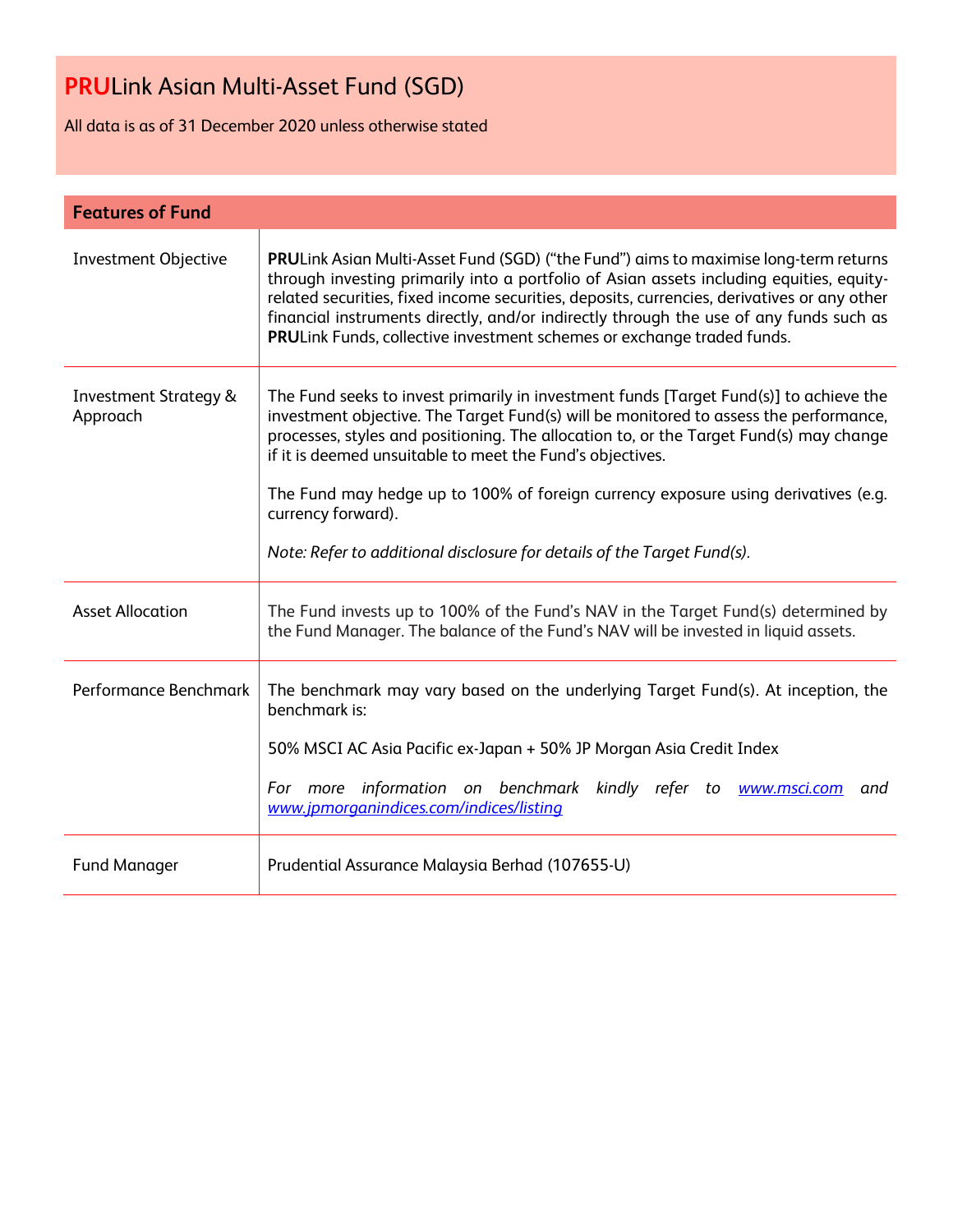# **PRU**Link Asian Multi-Asset Fund (SGD)

All data is as of 31 December 2020 unless otherwise stated

| **Features of Fund** | |
|---|---|
| Investment Objective | **PRU**Link Asian Multi-Asset Fund (SGD) ("the Fund") aims to maximise long-term returns through investing primarily into a portfolio of Asian assets including equities, equity-related securities, fixed income securities, deposits, currencies, derivatives or any other financial instruments directly, and/or indirectly through the use of any funds such as **PRU**Link Funds, collective investment schemes or exchange traded funds. |
| Investment Strategy & Approach | The Fund seeks to invest primarily in investment funds [Target Fund(s)] to achieve the investment objective. The Target Fund(s) will be monitored to assess the performance, processes, styles and positioning. The allocation to, or the Target Fund(s) may change if it is deemed unsuitable to meet the Fund's objectives.<br><br>The Fund may hedge up to 100% of foreign currency exposure using derivatives (e.g. currency forward).<br><br>*Note: Refer to additional disclosure for details of the Target Fund(s).* |
| Asset Allocation | The Fund invests up to 100% of the Fund's NAV in the Target Fund(s) determined by the Fund Manager. The balance of the Fund's NAV will be invested in liquid assets. |
| Performance Benchmark | The benchmark may vary based on the underlying Target Fund(s). At inception, the benchmark is:<br><br>50% MSCI AC Asia Pacific ex-Japan + 50% JP Morgan Asia Credit Index<br><br>*For more information on benchmark kindly refer to [www.msci.com](http://www.msci.com) and [www.jpmorganindices.com/indices/listing](http://www.jpmorganindices.com/indices/listing)* |
| Fund Manager | Prudential Assurance Malaysia Berhad (107655-U) |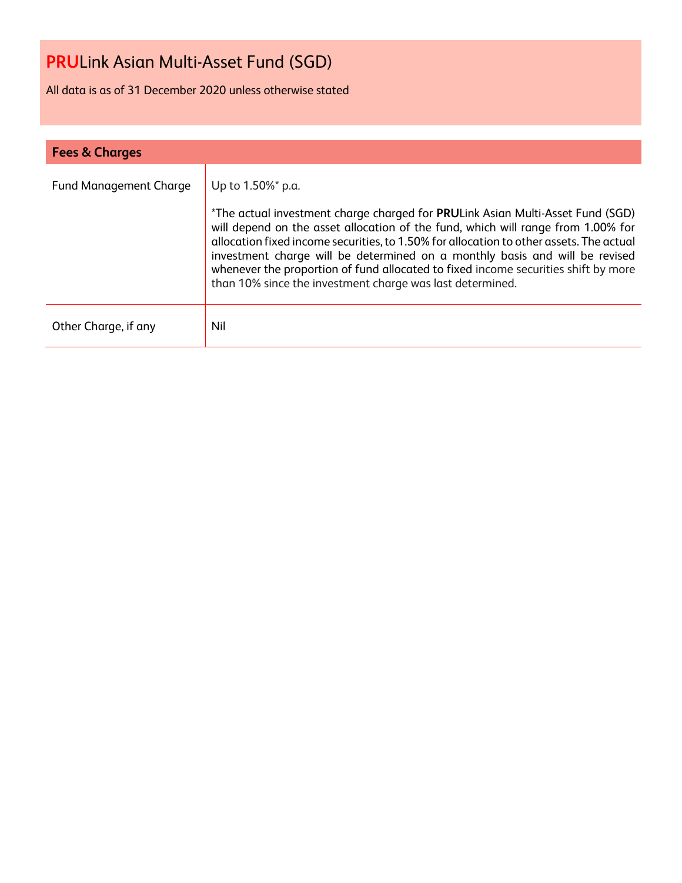# **PRU**Link Asian Multi-Asset Fund (SGD)

All data is as of 31 December 2020 unless otherwise stated

## Fees & Charges

| | |
|---|---|
| Fund Management Charge | Up to 1.50%* p.a.<br><br>*The actual investment charge charged for **PRU**Link Asian Multi-Asset Fund (SGD) will depend on the asset allocation of the fund, which will range from 1.00% for allocation fixed income securities, to 1.50% for allocation to other assets. The actual investment charge will be determined on a monthly basis and will be revised whenever the proportion of fund allocated to fixed income securities shift by more than 10% since the investment charge was last determined. |
| Other Charge, if any | Nil |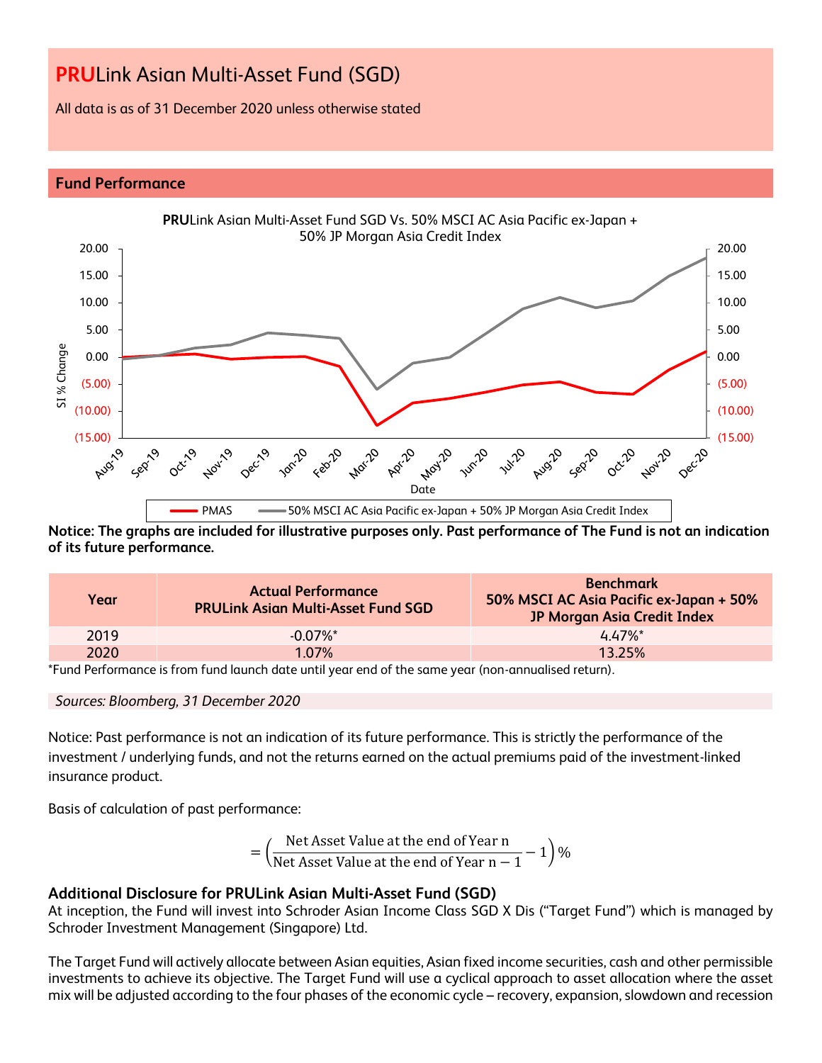# PRULink Asian Multi-Asset Fund (SGD)

All data is as of 31 December 2020 unless otherwise stated

## Fund Performance

**PRU**Link Asian Multi-Asset Fund SGD Vs. 50% MSCI AC Asia Pacific ex-Japan + 50% JP Morgan Asia Credit Index

**Notice: The graphs are included for illustrative purposes only. Past performance of The Fund is not an indication of its future performance.**

| Year | Actual Performance PRULink Asian Multi-Asset Fund SGD | Benchmark 50% MSCI AC Asia Pacific ex-Japan + 50% JP Morgan Asia Credit Index |
|---|---|---|
| 2019 | -0.07%* | 4.47%* |
| 2020 | 1.07% | 13.25% |

*Fund Performance is from fund launch date until year end of the same year (non-annualised return).

*Sources: Bloomberg, 31 December 2020*

Notice: Past performance is not an indication of its future performance. This is strictly the performance of the investment / underlying funds, and not the returns earned on the actual premiums paid of the investment-linked insurance product.

Basis of calculation of past performance:

$$= \left(\frac{\text{Net Asset Value at the end of Year n}}{\text{Net Asset Value at the end of Year n} - 1} - 1\right)\%$$

### Additional Disclosure for PRULink Asian Multi-Asset Fund (SGD)

At inception, the Fund will invest into Schroder Asian Income Class SGD X Dis ("Target Fund") which is managed by Schroder Investment Management (Singapore) Ltd.

The Target Fund will actively allocate between Asian equities, Asian fixed income securities, cash and other permissible investments to achieve its objective. The Target Fund will use a cyclical approach to asset allocation where the asset mix will be adjusted according to the four phases of the economic cycle – recovery, expansion, slowdown and recession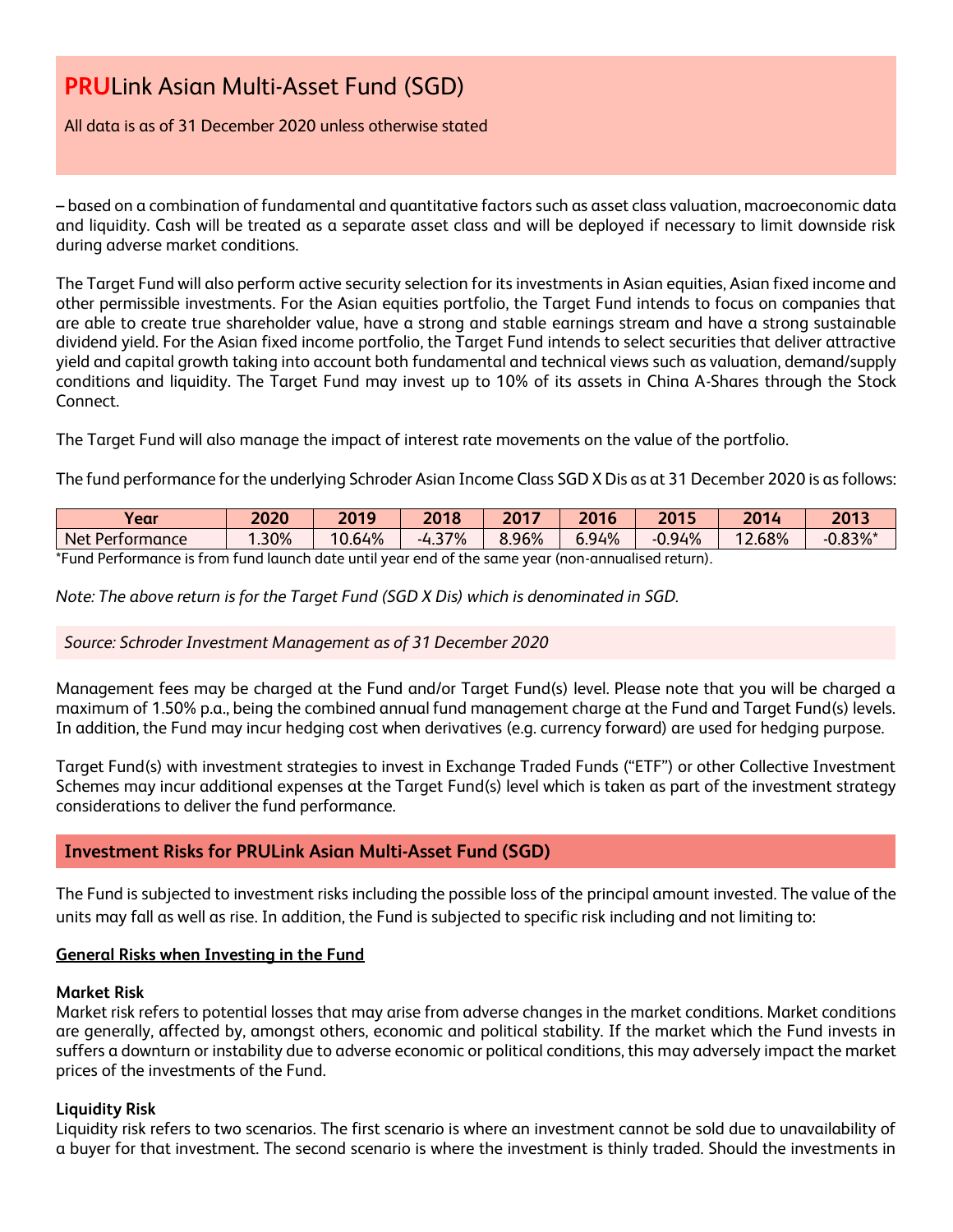# **PRU**Link Asian Multi-Asset Fund (SGD)

All data is as of 31 December 2020 unless otherwise stated

– based on a combination of fundamental and quantitative factors such as asset class valuation, macroeconomic data and liquidity. Cash will be treated as a separate asset class and will be deployed if necessary to limit downside risk during adverse market conditions.

The Target Fund will also perform active security selection for its investments in Asian equities, Asian fixed income and other permissible investments. For the Asian equities portfolio, the Target Fund intends to focus on companies that are able to create true shareholder value, have a strong and stable earnings stream and have a strong sustainable dividend yield. For the Asian fixed income portfolio, the Target Fund intends to select securities that deliver attractive yield and capital growth taking into account both fundamental and technical views such as valuation, demand/supply conditions and liquidity. The Target Fund may invest up to 10% of its assets in China A-Shares through the Stock Connect.

The Target Fund will also manage the impact of interest rate movements on the value of the portfolio.

The fund performance for the underlying Schroder Asian Income Class SGD X Dis as at 31 December 2020 is as follows:

| Year | 2020 | 2019 | 2018 | 2017 | 2016 | 2015 | 2014 | 2013 |
|---|---|---|---|---|---|---|---|---|
| Net Performance | 1.30% | 10.64% | -4.37% | 8.96% | 6.94% | -0.94% | 12.68% | -0.83%* |

*Fund Performance is from fund launch date until year end of the same year (non-annualised return).

*Note: The above return is for the Target Fund (SGD X Dis) which is denominated in SGD.*

*Source: Schroder Investment Management as of 31 December 2020*

Management fees may be charged at the Fund and/or Target Fund(s) level. Please note that you will be charged a maximum of 1.50% p.a., being the combined annual fund management charge at the Fund and Target Fund(s) levels. In addition, the Fund may incur hedging cost when derivatives (e.g. currency forward) are used for hedging purpose.

Target Fund(s) with investment strategies to invest in Exchange Traded Funds ("ETF") or other Collective Investment Schemes may incur additional expenses at the Target Fund(s) level which is taken as part of the investment strategy considerations to deliver the fund performance.

## Investment Risks for PRULink Asian Multi-Asset Fund (SGD)

The Fund is subjected to investment risks including the possible loss of the principal amount invested. The value of the units may fall as well as rise. In addition, the Fund is subjected to specific risk including and not limiting to:

**General Risks when Investing in the Fund**

**Market Risk**
Market risk refers to potential losses that may arise from adverse changes in the market conditions. Market conditions are generally, affected by, amongst others, economic and political stability. If the market which the Fund invests in suffers a downturn or instability due to adverse economic or political conditions, this may adversely impact the market prices of the investments of the Fund.

**Liquidity Risk**
Liquidity risk refers to two scenarios. The first scenario is where an investment cannot be sold due to unavailability of a buyer for that investment. The second scenario is where the investment is thinly traded. Should the investments in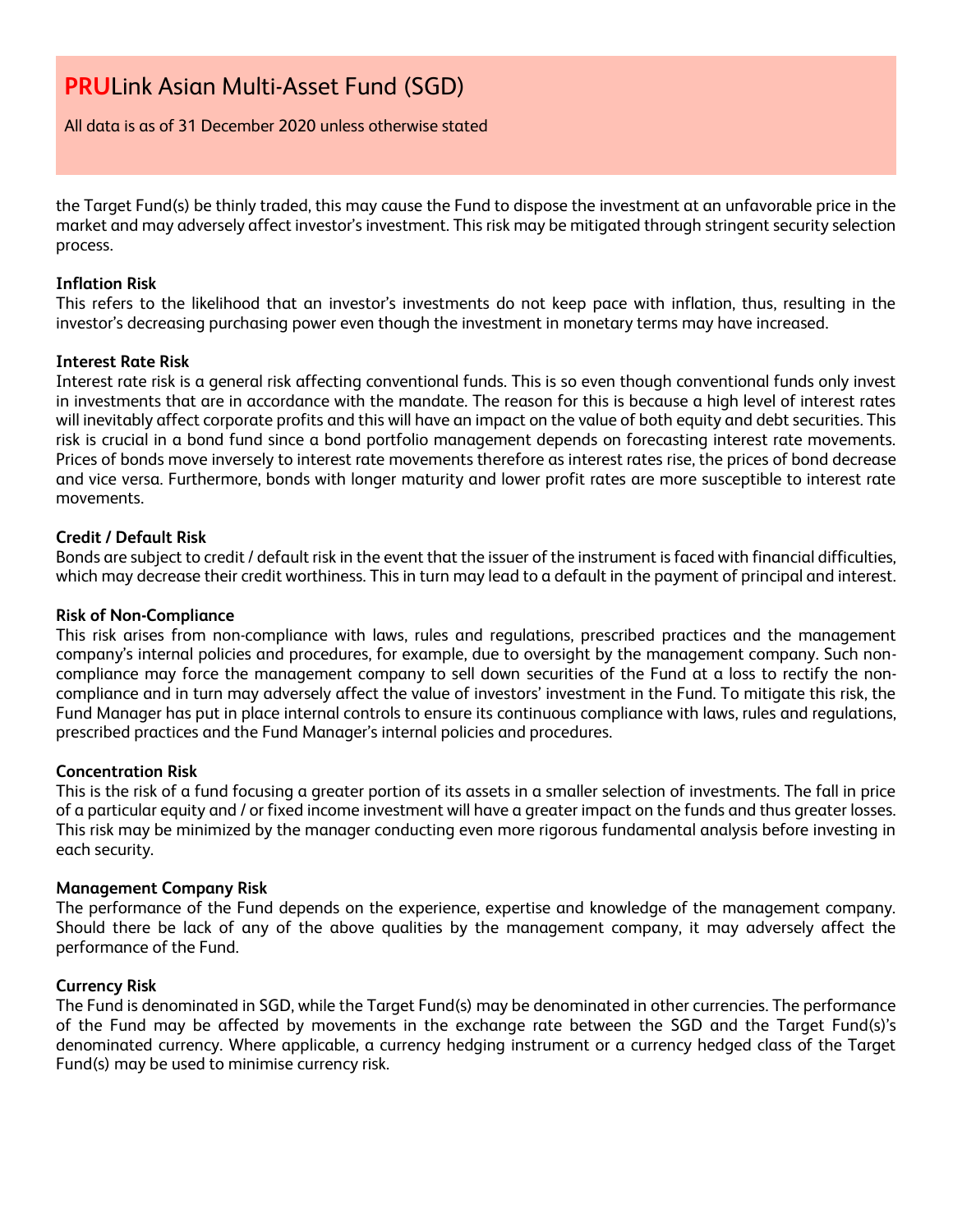the Target Fund(s) be thinly traded, this may cause the Fund to dispose the investment at an unfavorable price in the market and may adversely affect investor's investment. This risk may be mitigated through stringent security selection process.

**Inflation Risk**
This refers to the likelihood that an investor's investments do not keep pace with inflation, thus, resulting in the investor's decreasing purchasing power even though the investment in monetary terms may have increased.

**Interest Rate Risk**
Interest rate risk is a general risk affecting conventional funds. This is so even though conventional funds only invest in investments that are in accordance with the mandate. The reason for this is because a high level of interest rates will inevitably affect corporate profits and this will have an impact on the value of both equity and debt securities. This risk is crucial in a bond fund since a bond portfolio management depends on forecasting interest rate movements. Prices of bonds move inversely to interest rate movements therefore as interest rates rise, the prices of bond decrease and vice versa. Furthermore, bonds with longer maturity and lower profit rates are more susceptible to interest rate movements.

**Credit / Default Risk**
Bonds are subject to credit / default risk in the event that the issuer of the instrument is faced with financial difficulties, which may decrease their credit worthiness. This in turn may lead to a default in the payment of principal and interest.

**Risk of Non-Compliance**
This risk arises from non-compliance with laws, rules and regulations, prescribed practices and the management company's internal policies and procedures, for example, due to oversight by the management company. Such non-compliance may force the management company to sell down securities of the Fund at a loss to rectify the non-compliance and in turn may adversely affect the value of investors' investment in the Fund. To mitigate this risk, the Fund Manager has put in place internal controls to ensure its continuous compliance with laws, rules and regulations, prescribed practices and the Fund Manager's internal policies and procedures.

**Concentration Risk**
This is the risk of a fund focusing a greater portion of its assets in a smaller selection of investments. The fall in price of a particular equity and / or fixed income investment will have a greater impact on the funds and thus greater losses. This risk may be minimized by the manager conducting even more rigorous fundamental analysis before investing in each security.

**Management Company Risk**
The performance of the Fund depends on the experience, expertise and knowledge of the management company. Should there be lack of any of the above qualities by the management company, it may adversely affect the performance of the Fund.

**Currency Risk**
The Fund is denominated in SGD, while the Target Fund(s) may be denominated in other currencies. The performance of the Fund may be affected by movements in the exchange rate between the SGD and the Target Fund(s)'s denominated currency. Where applicable, a currency hedging instrument or a currency hedged class of the Target Fund(s) may be used to minimise currency risk.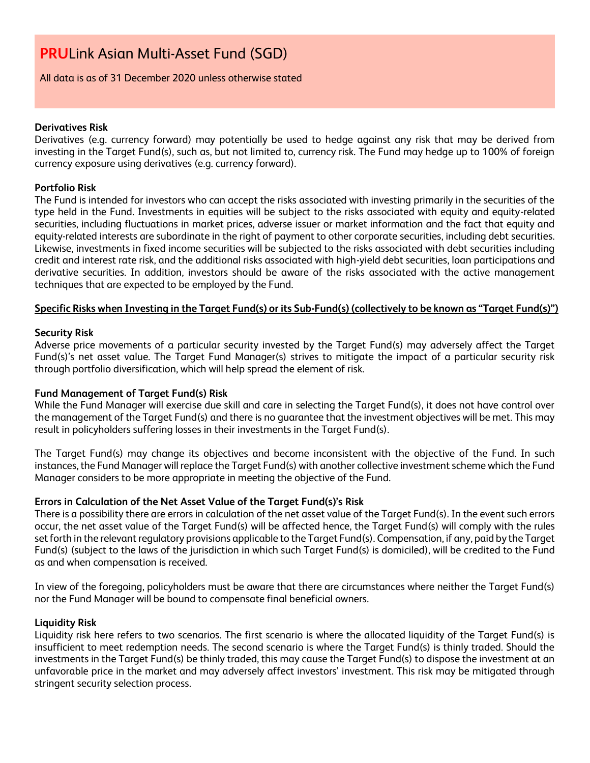# PRULink Asian Multi-Asset Fund (SGD)

All data is as of 31 December 2020 unless otherwise stated

**Derivatives Risk**

Derivatives (e.g. currency forward) may potentially be used to hedge against any risk that may be derived from investing in the Target Fund(s), such as, but not limited to, currency risk. The Fund may hedge up to 100% of foreign currency exposure using derivatives (e.g. currency forward).

**Portfolio Risk**

The Fund is intended for investors who can accept the risks associated with investing primarily in the securities of the type held in the Fund. Investments in equities will be subject to the risks associated with equity and equity-related securities, including fluctuations in market prices, adverse issuer or market information and the fact that equity and equity-related interests are subordinate in the right of payment to other corporate securities, including debt securities. Likewise, investments in fixed income securities will be subjected to the risks associated with debt securities including credit and interest rate risk, and the additional risks associated with high-yield debt securities, loan participations and derivative securities. In addition, investors should be aware of the risks associated with the active management techniques that are expected to be employed by the Fund.

**Specific Risks when Investing in the Target Fund(s) or its Sub-Fund(s) (collectively to be known as "Target Fund(s)")**

**Security Risk**

Adverse price movements of a particular security invested by the Target Fund(s) may adversely affect the Target Fund(s)'s net asset value. The Target Fund Manager(s) strives to mitigate the impact of a particular security risk through portfolio diversification, which will help spread the element of risk.

**Fund Management of Target Fund(s) Risk**

While the Fund Manager will exercise due skill and care in selecting the Target Fund(s), it does not have control over the management of the Target Fund(s) and there is no guarantee that the investment objectives will be met. This may result in policyholders suffering losses in their investments in the Target Fund(s).

The Target Fund(s) may change its objectives and become inconsistent with the objective of the Fund. In such instances, the Fund Manager will replace the Target Fund(s) with another collective investment scheme which the Fund Manager considers to be more appropriate in meeting the objective of the Fund.

**Errors in Calculation of the Net Asset Value of the Target Fund(s)'s Risk**

There is a possibility there are errors in calculation of the net asset value of the Target Fund(s). In the event such errors occur, the net asset value of the Target Fund(s) will be affected hence, the Target Fund(s) will comply with the rules set forth in the relevant regulatory provisions applicable to the Target Fund(s). Compensation, if any, paid by the Target Fund(s) (subject to the laws of the jurisdiction in which such Target Fund(s) is domiciled), will be credited to the Fund as and when compensation is received.

In view of the foregoing, policyholders must be aware that there are circumstances where neither the Target Fund(s) nor the Fund Manager will be bound to compensate final beneficial owners.

**Liquidity Risk**

Liquidity risk here refers to two scenarios. The first scenario is where the allocated liquidity of the Target Fund(s) is insufficient to meet redemption needs. The second scenario is where the Target Fund(s) is thinly traded. Should the investments in the Target Fund(s) be thinly traded, this may cause the Target Fund(s) to dispose the investment at an unfavorable price in the market and may adversely affect investors' investment. This risk may be mitigated through stringent security selection process.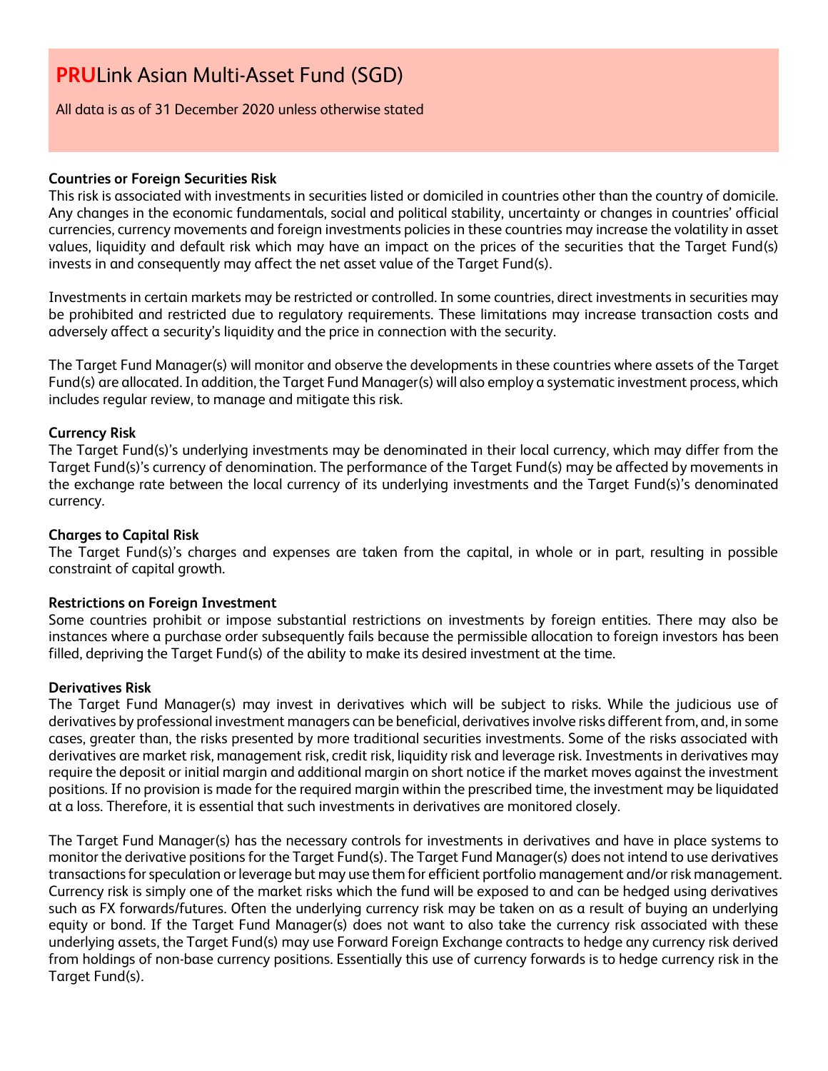# **PRU**Link Asian Multi-Asset Fund (SGD)

All data is as of 31 December 2020 unless otherwise stated

**Countries or Foreign Securities Risk**

This risk is associated with investments in securities listed or domiciled in countries other than the country of domicile. Any changes in the economic fundamentals, social and political stability, uncertainty or changes in countries' official currencies, currency movements and foreign investments policies in these countries may increase the volatility in asset values, liquidity and default risk which may have an impact on the prices of the securities that the Target Fund(s) invests in and consequently may affect the net asset value of the Target Fund(s).

Investments in certain markets may be restricted or controlled. In some countries, direct investments in securities may be prohibited and restricted due to regulatory requirements. These limitations may increase transaction costs and adversely affect a security's liquidity and the price in connection with the security.

The Target Fund Manager(s) will monitor and observe the developments in these countries where assets of the Target Fund(s) are allocated. In addition, the Target Fund Manager(s) will also employ a systematic investment process, which includes regular review, to manage and mitigate this risk.

**Currency Risk**

The Target Fund(s)'s underlying investments may be denominated in their local currency, which may differ from the Target Fund(s)'s currency of denomination. The performance of the Target Fund(s) may be affected by movements in the exchange rate between the local currency of its underlying investments and the Target Fund(s)'s denominated currency.

**Charges to Capital Risk**

The Target Fund(s)'s charges and expenses are taken from the capital, in whole or in part, resulting in possible constraint of capital growth.

**Restrictions on Foreign Investment**

Some countries prohibit or impose substantial restrictions on investments by foreign entities. There may also be instances where a purchase order subsequently fails because the permissible allocation to foreign investors has been filled, depriving the Target Fund(s) of the ability to make its desired investment at the time.

**Derivatives Risk**

The Target Fund Manager(s) may invest in derivatives which will be subject to risks. While the judicious use of derivatives by professional investment managers can be beneficial, derivatives involve risks different from, and, in some cases, greater than, the risks presented by more traditional securities investments. Some of the risks associated with derivatives are market risk, management risk, credit risk, liquidity risk and leverage risk. Investments in derivatives may require the deposit or initial margin and additional margin on short notice if the market moves against the investment positions. If no provision is made for the required margin within the prescribed time, the investment may be liquidated at a loss. Therefore, it is essential that such investments in derivatives are monitored closely.

The Target Fund Manager(s) has the necessary controls for investments in derivatives and have in place systems to monitor the derivative positions for the Target Fund(s). The Target Fund Manager(s) does not intend to use derivatives transactions for speculation or leverage but may use them for efficient portfolio management and/or risk management. Currency risk is simply one of the market risks which the fund will be exposed to and can be hedged using derivatives such as FX forwards/futures. Often the underlying currency risk may be taken on as a result of buying an underlying equity or bond. If the Target Fund Manager(s) does not want to also take the currency risk associated with these underlying assets, the Target Fund(s) may use Forward Foreign Exchange contracts to hedge any currency risk derived from holdings of non-base currency positions. Essentially this use of currency forwards is to hedge currency risk in the Target Fund(s).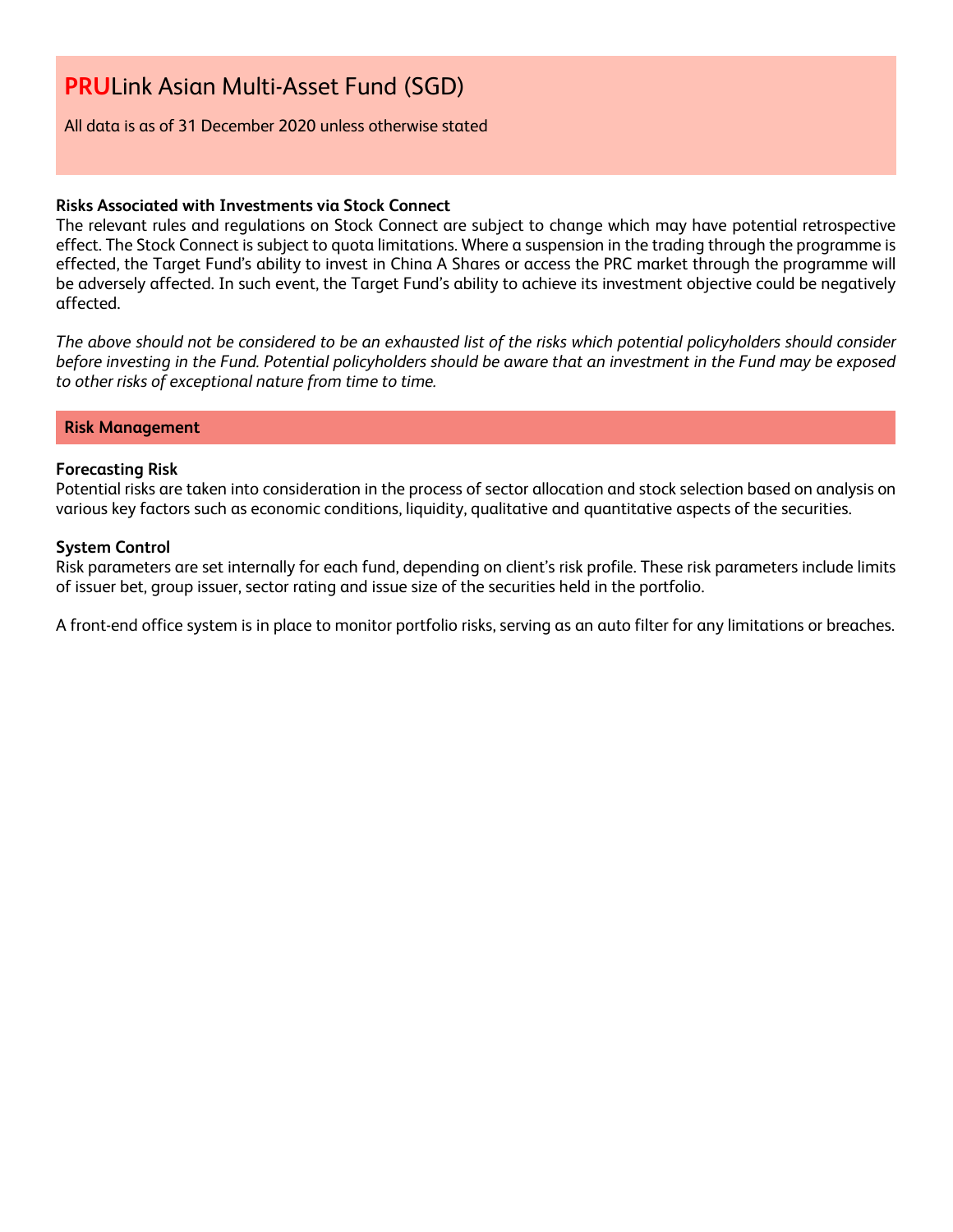# **PRU**Link Asian Multi-Asset Fund (SGD)

All data is as of 31 December 2020 unless otherwise stated

**Risks Associated with Investments via Stock Connect**

The relevant rules and regulations on Stock Connect are subject to change which may have potential retrospective effect. The Stock Connect is subject to quota limitations. Where a suspension in the trading through the programme is effected, the Target Fund's ability to invest in China A Shares or access the PRC market through the programme will be adversely affected. In such event, the Target Fund's ability to achieve its investment objective could be negatively affected.

*The above should not be considered to be an exhausted list of the risks which potential policyholders should consider before investing in the Fund. Potential policyholders should be aware that an investment in the Fund may be exposed to other risks of exceptional nature from time to time.*

## Risk Management

**Forecasting Risk**

Potential risks are taken into consideration in the process of sector allocation and stock selection based on analysis on various key factors such as economic conditions, liquidity, qualitative and quantitative aspects of the securities.

**System Control**

Risk parameters are set internally for each fund, depending on client's risk profile. These risk parameters include limits of issuer bet, group issuer, sector rating and issue size of the securities held in the portfolio.

A front-end office system is in place to monitor portfolio risks, serving as an auto filter for any limitations or breaches.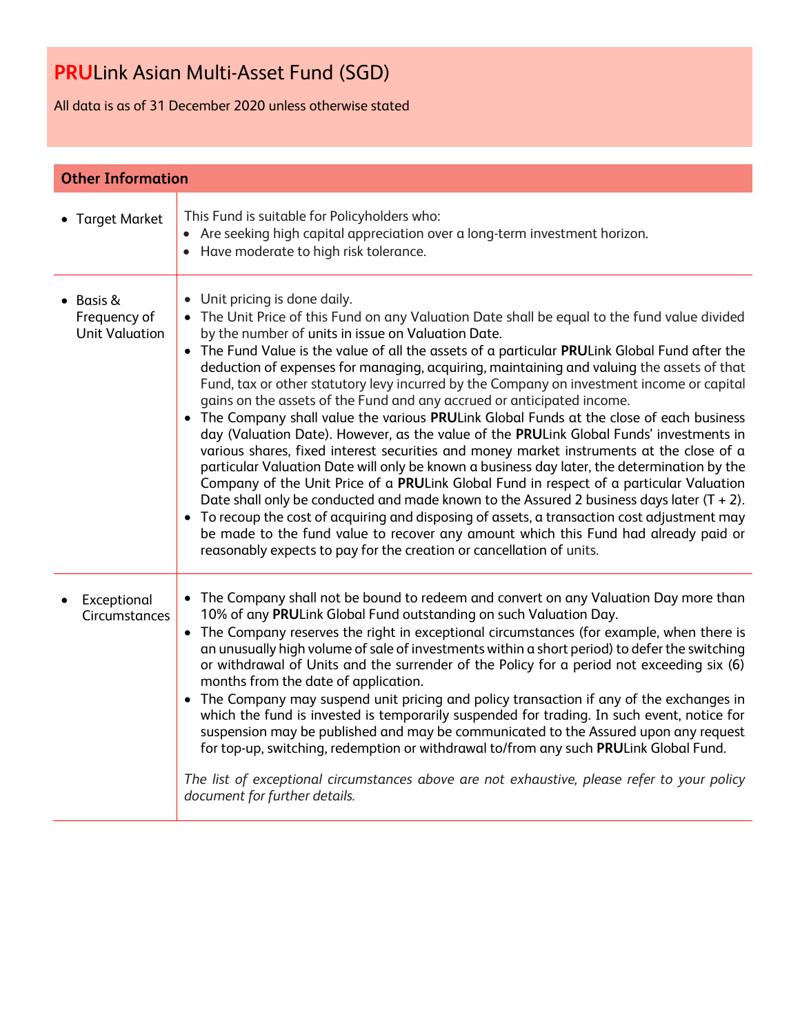# **PRU**Link Asian Multi-Asset Fund (SGD)

All data is as of 31 December 2020 unless otherwise stated

## Other Information

| | |
|---|---|
| • Target Market | This Fund is suitable for Policyholders who:<br>• Are seeking high capital appreciation over a long-term investment horizon.<br>• Have moderate to high risk tolerance. |
| • Basis & Frequency of Unit Valuation | • Unit pricing is done daily.<br>• The Unit Price of this Fund on any Valuation Date shall be equal to the fund value divided by the number of units in issue on Valuation Date.<br>• The Fund Value is the value of all the assets of a particular **PRU**Link Global Fund after the deduction of expenses for managing, acquiring, maintaining and valuing the assets of that Fund, tax or other statutory levy incurred by the Company on investment income or capital gains on the assets of the Fund and any accrued or anticipated income.<br>• The Company shall value the various **PRU**Link Global Funds at the close of each business day (Valuation Date). However, as the value of the **PRU**Link Global Funds' investments in various shares, fixed interest securities and money market instruments at the close of a particular Valuation Date will only be known a business day later, the determination by the Company of the Unit Price of a **PRU**Link Global Fund in respect of a particular Valuation Date shall only be conducted and made known to the Assured 2 business days later (T + 2).<br>• To recoup the cost of acquiring and disposing of assets, a transaction cost adjustment may be made to the fund value to recover any amount which this Fund had already paid or reasonably expects to pay for the creation or cancellation of units. |
| • Exceptional Circumstances | • The Company shall not be bound to redeem and convert on any Valuation Day more than 10% of any **PRU**Link Global Fund outstanding on such Valuation Day.<br>• The Company reserves the right in exceptional circumstances (for example, when there is an unusually high volume of sale of investments within a short period) to defer the switching or withdrawal of Units and the surrender of the Policy for a period not exceeding six (6) months from the date of application.<br>• The Company may suspend unit pricing and policy transaction if any of the exchanges in which the fund is invested is temporarily suspended for trading. In such event, notice for suspension may be published and may be communicated to the Assured upon any request for top-up, switching, redemption or withdrawal to/from any such **PRU**Link Global Fund.<br><br>*The list of exceptional circumstances above are not exhaustive, please refer to your policy document for further details.* |